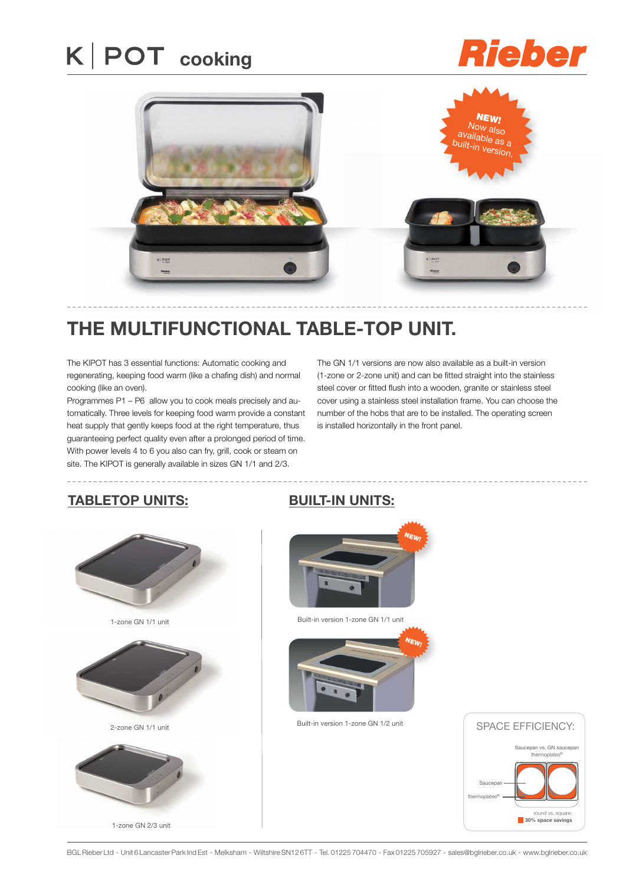# K | POT cooking

Rieber

NEW! Now also available as a built-in version.

## THE MULTIFUNCTIONAL TABLE-TOP UNIT.

The KIPOT has 3 essential functions: Automatic cooking and regenerating, keeping food warm (like a chafing dish) and normal cooking (like an oven).

Programmes P1 – P6 allow you to cook meals precisely and automatically. Three levels for keeping food warm provide a constant heat supply that gently keeps food at the right temperature, thus guaranteeing perfect quality even after a prolonged period of time. With power levels 4 to 6 you also can fry, grill, cook or steam on site. The KIPOT is generally available in sizes GN 1/1 and 2/3.

The GN 1/1 versions are now also available as a built-in version (1-zone or 2-zone unit) and can be fitted straight into the stainless steel cover or fitted flush into a wooden, granite or stainless steel cover using a stainless steel installation frame. You can choose the number of the hobs that are to be installed. The operating screen is installed horizontally in the front panel.

## TABLETOP UNITS:

1-zone GN 1/1 unit

2-zone GN 1/1 unit

1-zone GN 2/3 unit

## BUILT-IN UNITS:

NEW!

Built-in version 1-zone GN 1/1 unit

NEW!

Built-in version 1-zone GN 1/2 unit

### SPACE EFFICIENCY:

Saucepan vs. GN saucepan thermoplates®

Saucepan

thermoplates®

round vs. square:
30% space savings

BGL Rieber Ltd - Unit 6 Lancaster Park Ind Est - Melksham - Wiltshire SN12 6TT - Tel. 01225 704470 - Fax 01225 705927 - sales@bglrieber.co.uk - www.bglrieber.co.uk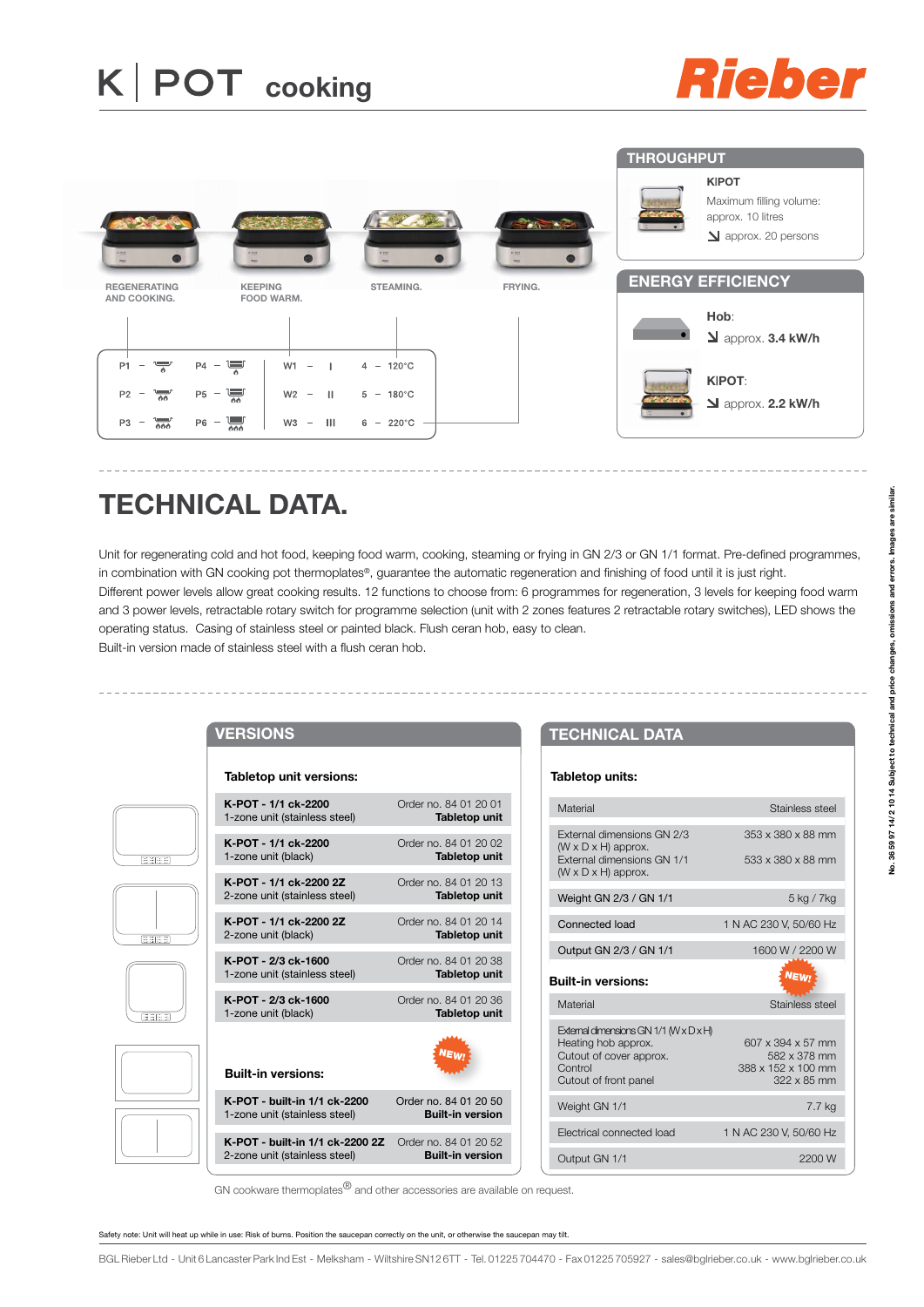# K | POT cooking

Rieber

## THROUGHPUT

K|POT
Maximum filling volume: approx. 10 litres
approx. 20 persons

## ENERGY EFFICIENCY

Hob:
approx. **3.4 kW/h**

K|POT:
approx. **2.2 kW/h**

REGENERATING AND COOKING.

KEEPING FOOD WARM.

STEAMING.

FRYING.

P1 – P4 – W1 – I 4 – 120°C

P2 – P5 – W2 – II 5 – 180°C

P3 – P6 – W3 – III 6 – 220°C

# TECHNICAL DATA.

Unit for regenerating cold and hot food, keeping food warm, cooking, steaming or frying in GN 2/3 or GN 1/1 format. Pre-defined programmes, in combination with GN cooking pot thermoplates®, guarantee the automatic regeneration and finishing of food until it is just right.
Different power levels allow great cooking results. 12 functions to choose from: 6 programmes for regeneration, 3 levels for keeping food warm and 3 power levels, retractable rotary switch for programme selection (unit with 2 zones features 2 retractable rotary switches), LED shows the operating status. Casing of stainless steel or painted black. Flush ceran hob, easy to clean.
Built-in version made of stainless steel with a flush ceran hob.

## VERSIONS

**Tabletop unit versions:**

| | |
|---|---|
| **K-POT - 1/1 ck-2200**<br>1-zone unit (stainless steel) | Order no. 84 01 20 01<br>**Tabletop unit** |
| **K-POT - 1/1 ck-2200**<br>1-zone unit (black) | Order no. 84 01 20 02<br>**Tabletop unit** |
| **K-POT - 1/1 ck-2200 2Z**<br>2-zone unit (stainless steel) | Order no. 84 01 20 13<br>**Tabletop unit** |
| **K-POT - 1/1 ck-2200 2Z**<br>2-zone unit (black) | Order no. 84 01 20 14<br>**Tabletop unit** |
| **K-POT - 2/3 ck-1600**<br>1-zone unit (stainless steel) | Order no. 84 01 20 38<br>**Tabletop unit** |
| **K-POT - 2/3 ck-1600**<br>1-zone unit (black) | Order no. 84 01 20 36<br>**Tabletop unit** |

NEW!

**Built-in versions:**

| | |
|---|---|
| **K-POT - built-in 1/1 ck-2200**<br>1-zone unit (stainless steel) | Order no. 84 01 20 50<br>**Built-in version** |
| **K-POT - built-in 1/1 ck-2200 2Z**<br>2-zone unit (stainless steel) | Order no. 84 01 20 52<br>**Built-in version** |

## TECHNICAL DATA

**Tabletop units:**

| | |
|---|---|
| Material | Stainless steel |
| External dimensions GN 2/3 (W x D x H) approx.<br>External dimensions GN 1/1 (W x D x H) approx. | 353 x 380 x 88 mm<br>533 x 380 x 88 mm |
| Weight GN 2/3 / GN 1/1 | 5 kg / 7kg |
| Connected load | 1 N AC 230 V, 50/60 Hz |
| Output GN 2/3 / GN 1/1 | 1600 W / 2200 W |

**Built-in versions:** NEW!

| | |
|---|---|
| Material | Stainless steel |
| External dimensions GN 1/1 (W x D x H)<br>Heating hob approx.<br>Cutout of cover approx.<br>Control<br>Cutout of front panel | 607 x 394 x 57 mm<br>582 x 378 mm<br>388 x 152 x 100 mm<br>322 x 85 mm |
| Weight GN 1/1 | 7.7 kg |
| Electrical connected load | 1 N AC 230 V, 50/60 Hz |
| Output GN 1/1 | 2200 W |

GN cookware thermoplates® and other accessories are available on request.

Safety note: Unit will heat up while in use: Risk of burns. Position the saucepan correctly on the unit, or otherwise the saucepan may tilt.

No. 36 59 97 14/2 10 14 Subject to technical and price changes, omissions and errors. Images are similar.

BGL Rieber Ltd - Unit 6 Lancaster Park Ind Est - Melksham - Wiltshire SN12 6TT - Tel. 01225 704470 - Fax 01225 705927 - sales@bglrieber.co.uk - www.bglrieber.co.uk